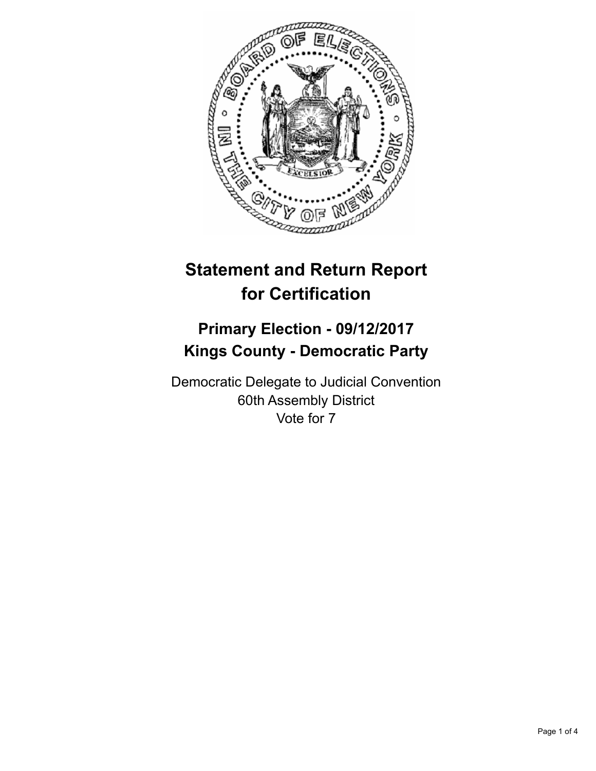# Statement and Return Report for Certification

## Primary Election - 09/12/2017
## Kings County - Democratic Party

Democratic Delegate to Judicial Convention
60th Assembly District
Vote for 7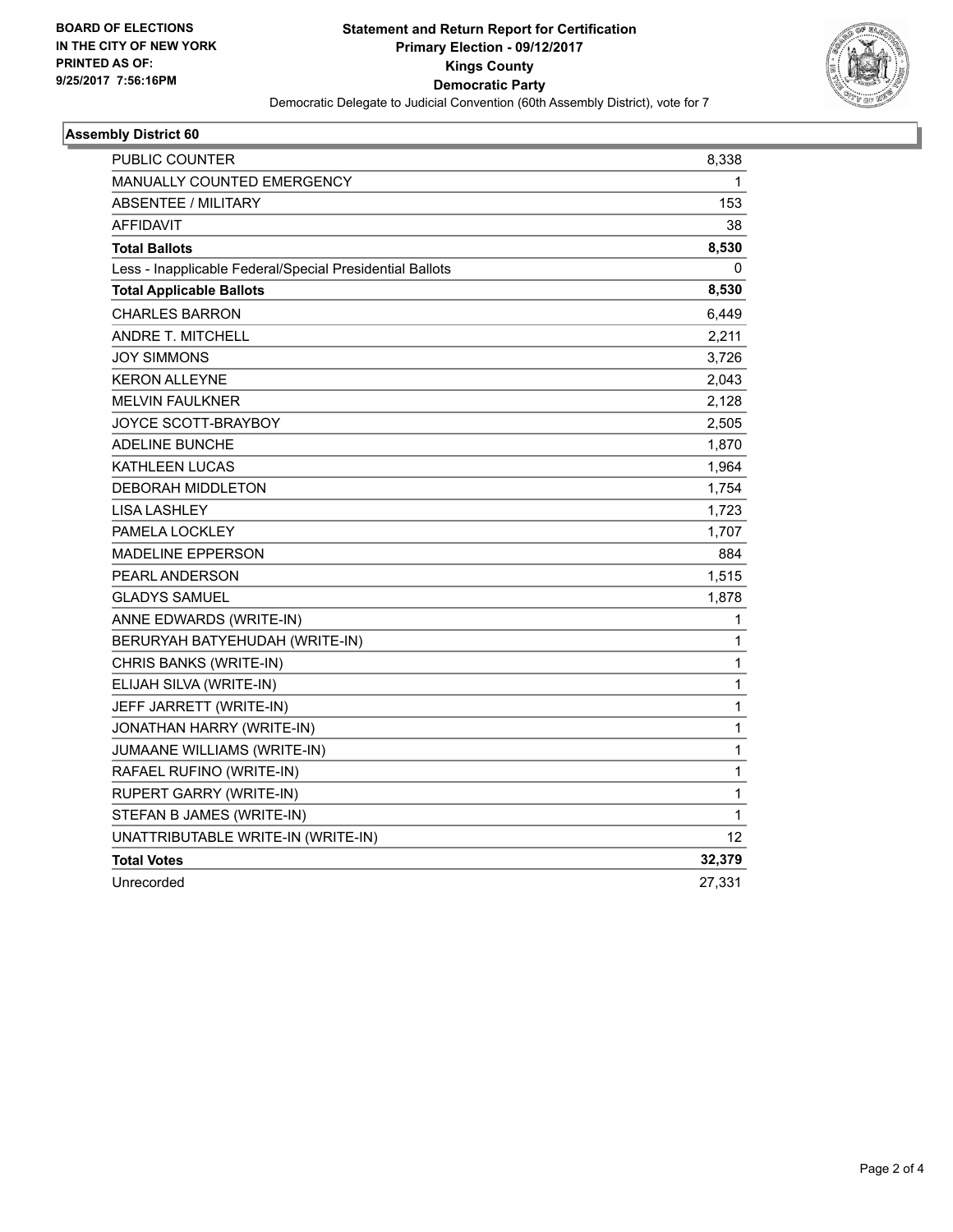BOARD OF ELECTIONS
IN THE CITY OF NEW YORK
PRINTED AS OF:
9/25/2017 7:56:16PM

# Statement and Return Report for Certification
## Primary Election - 09/12/2017
## Kings County
## Democratic Party

Democratic Delegate to Judicial Convention (60th Assembly District), vote for 7

### Assembly District 60

| | |
|---|---|
| PUBLIC COUNTER | 8,338 |
| MANUALLY COUNTED EMERGENCY | 1 |
| ABSENTEE / MILITARY | 153 |
| AFFIDAVIT | 38 |
| **Total Ballots** | **8,530** |
| Less - Inapplicable Federal/Special Presidential Ballots | 0 |
| **Total Applicable Ballots** | **8,530** |
| CHARLES BARRON | 6,449 |
| ANDRE T. MITCHELL | 2,211 |
| JOY SIMMONS | 3,726 |
| KERON ALLEYNE | 2,043 |
| MELVIN FAULKNER | 2,128 |
| JOYCE SCOTT-BRAYBOY | 2,505 |
| ADELINE BUNCHE | 1,870 |
| KATHLEEN LUCAS | 1,964 |
| DEBORAH MIDDLETON | 1,754 |
| LISA LASHLEY | 1,723 |
| PAMELA LOCKLEY | 1,707 |
| MADELINE EPPERSON | 884 |
| PEARL ANDERSON | 1,515 |
| GLADYS SAMUEL | 1,878 |
| ANNE EDWARDS (WRITE-IN) | 1 |
| BERURYAH BATYEHUDAH (WRITE-IN) | 1 |
| CHRIS BANKS (WRITE-IN) | 1 |
| ELIJAH SILVA (WRITE-IN) | 1 |
| JEFF JARRETT (WRITE-IN) | 1 |
| JONATHAN HARRY (WRITE-IN) | 1 |
| JUMAANE WILLIAMS (WRITE-IN) | 1 |
| RAFAEL RUFINO (WRITE-IN) | 1 |
| RUPERT GARRY (WRITE-IN) | 1 |
| STEFAN B JAMES (WRITE-IN) | 1 |
| UNATTRIBUTABLE WRITE-IN (WRITE-IN) | 12 |
| **Total Votes** | **32,379** |
| Unrecorded | 27,331 |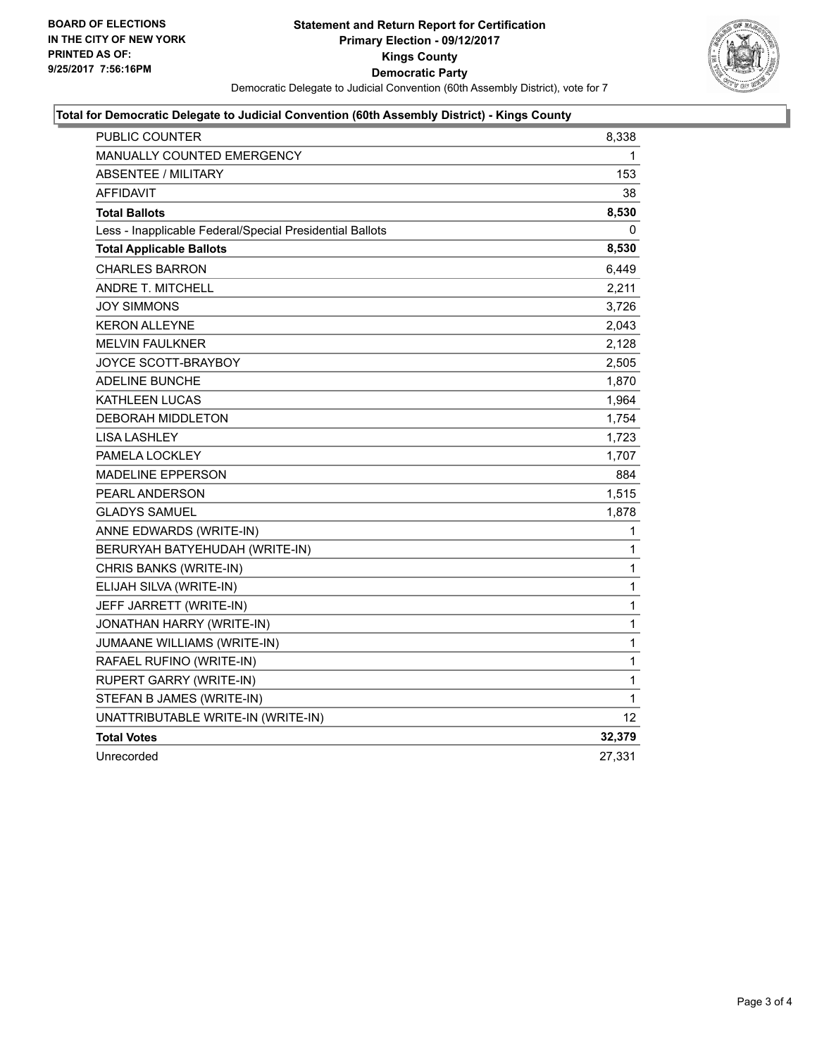BOARD OF ELECTIONS
IN THE CITY OF NEW YORK
PRINTED AS OF:
9/25/2017 7:56:16PM

**Statement and Return Report for Certification**
**Primary Election - 09/12/2017**
**Kings County**
**Democratic Party**
Democratic Delegate to Judicial Convention (60th Assembly District), vote for 7

### Total for Democratic Delegate to Judicial Convention (60th Assembly District) - Kings County

| | |
|---|---|
| PUBLIC COUNTER | 8,338 |
| MANUALLY COUNTED EMERGENCY | 1 |
| ABSENTEE / MILITARY | 153 |
| AFFIDAVIT | 38 |
| **Total Ballots** | **8,530** |
| Less - Inapplicable Federal/Special Presidential Ballots | 0 |
| **Total Applicable Ballots** | **8,530** |
| CHARLES BARRON | 6,449 |
| ANDRE T. MITCHELL | 2,211 |
| JOY SIMMONS | 3,726 |
| KERON ALLEYNE | 2,043 |
| MELVIN FAULKNER | 2,128 |
| JOYCE SCOTT-BRAYBOY | 2,505 |
| ADELINE BUNCHE | 1,870 |
| KATHLEEN LUCAS | 1,964 |
| DEBORAH MIDDLETON | 1,754 |
| LISA LASHLEY | 1,723 |
| PAMELA LOCKLEY | 1,707 |
| MADELINE EPPERSON | 884 |
| PEARL ANDERSON | 1,515 |
| GLADYS SAMUEL | 1,878 |
| ANNE EDWARDS (WRITE-IN) | 1 |
| BERURYAH BATYEHUDAH (WRITE-IN) | 1 |
| CHRIS BANKS (WRITE-IN) | 1 |
| ELIJAH SILVA (WRITE-IN) | 1 |
| JEFF JARRETT (WRITE-IN) | 1 |
| JONATHAN HARRY (WRITE-IN) | 1 |
| JUMAANE WILLIAMS (WRITE-IN) | 1 |
| RAFAEL RUFINO (WRITE-IN) | 1 |
| RUPERT GARRY (WRITE-IN) | 1 |
| STEFAN B JAMES (WRITE-IN) | 1 |
| UNATTRIBUTABLE WRITE-IN (WRITE-IN) | 12 |
| **Total Votes** | **32,379** |
| Unrecorded | 27,331 |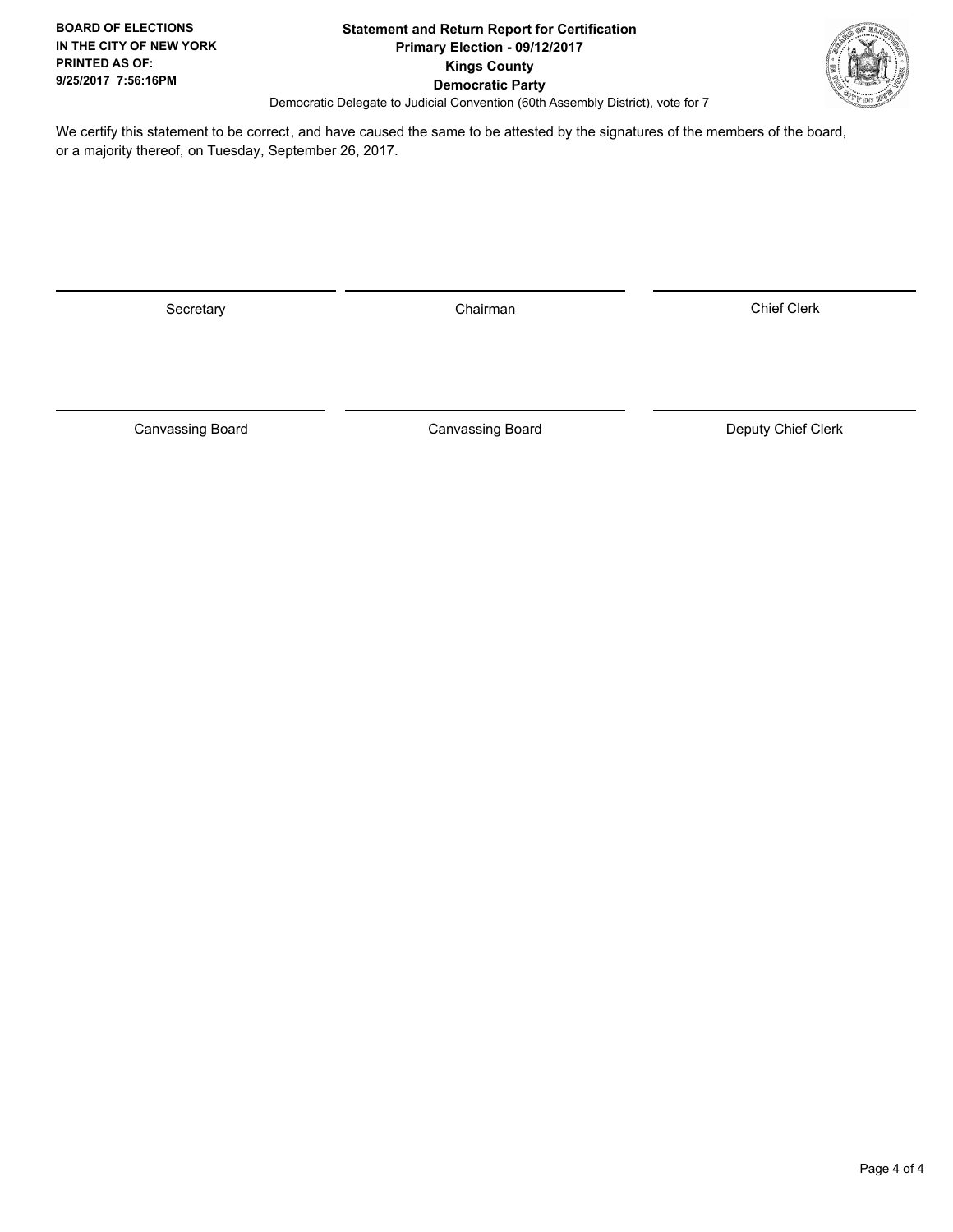**BOARD OF ELECTIONS IN THE CITY OF NEW YORK**
**PRINTED AS OF:**
**9/25/2017 7:56:16PM**

**Statement and Return Report for Certification**
**Primary Election - 09/12/2017**
**Kings County**
**Democratic Party**
Democratic Delegate to Judicial Convention (60th Assembly District), vote for 7

We certify this statement to be correct, and have caused the same to be attested by the signatures of the members of the board, or a majority thereof, on Tuesday, September 26, 2017.

| | | |
|---|---|---|
| Secretary | Chairman | Chief Clerk |
| Canvassing Board | Canvassing Board | Deputy Chief Clerk |